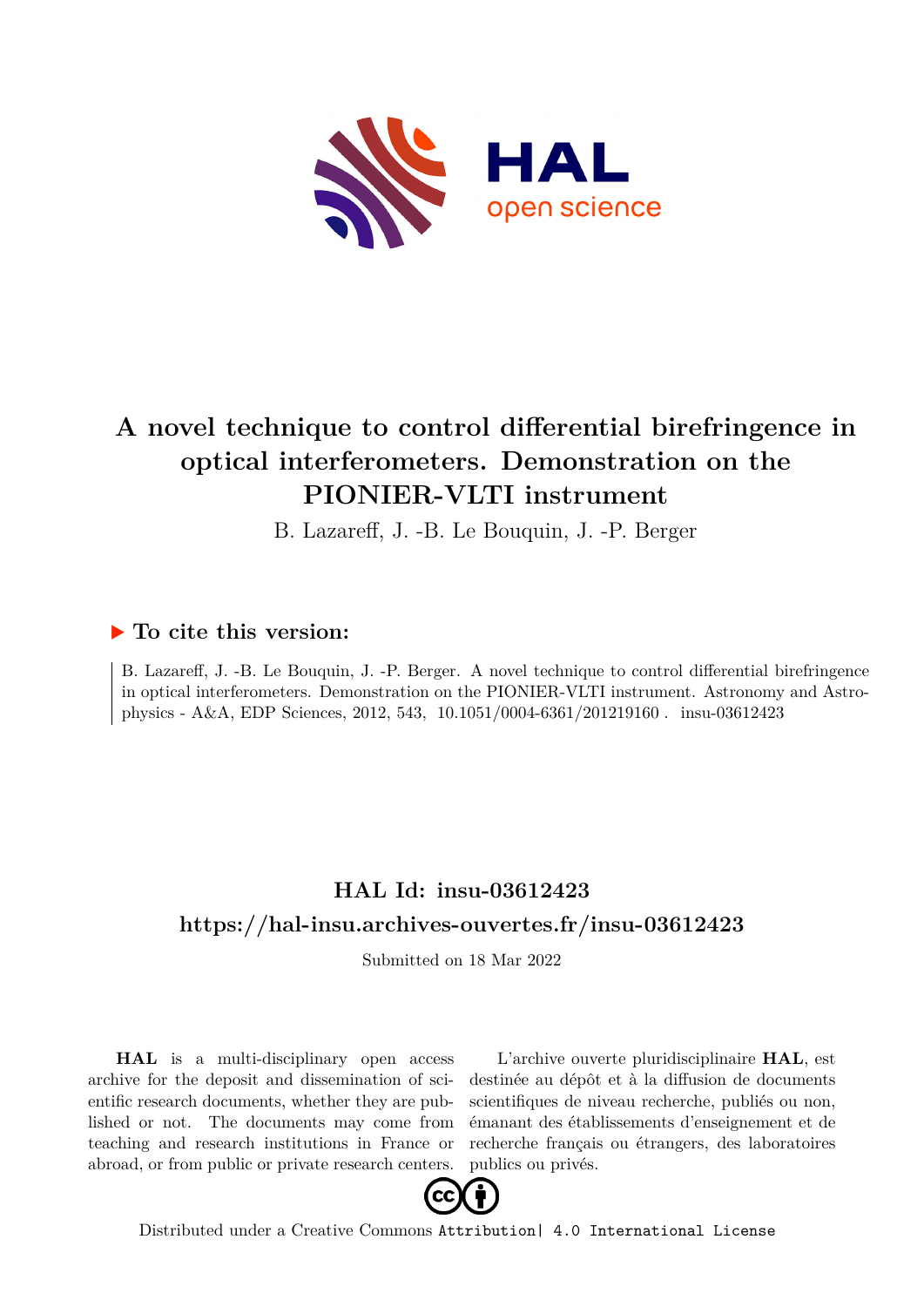# A novel technique to control differential birefringence in optical interferometers. Demonstration on the PIONIER-VLTI instrument

B. Lazareff, J. -B. Le Bouquin, J. -P. Berger

## ▶ To cite this version:

B. Lazareff, J. -B. Le Bouquin, J. -P. Berger. A novel technique to control differential birefringence in optical interferometers. Demonstration on the PIONIER-VLTI instrument. Astronomy and Astrophysics - A&A, EDP Sciences, 2012, 543, 10.1051/0004-6361/201219160 . insu-03612423

## HAL Id: insu-03612423

## https://hal-insu.archives-ouvertes.fr/insu-03612423

Submitted on 18 Mar 2022

**HAL** is a multi-disciplinary open access archive for the deposit and dissemination of scientific research documents, whether they are published or not. The documents may come from teaching and research institutions in France or abroad, or from public or private research centers.

L'archive ouverte pluridisciplinaire **HAL**, est destinée au dépôt et à la diffusion de documents scientifiques de niveau recherche, publiés ou non, émanant des établissements d'enseignement et de recherche français ou étrangers, des laboratoires publics ou privés.

Distributed under a Creative Commons Attribution| 4.0 International License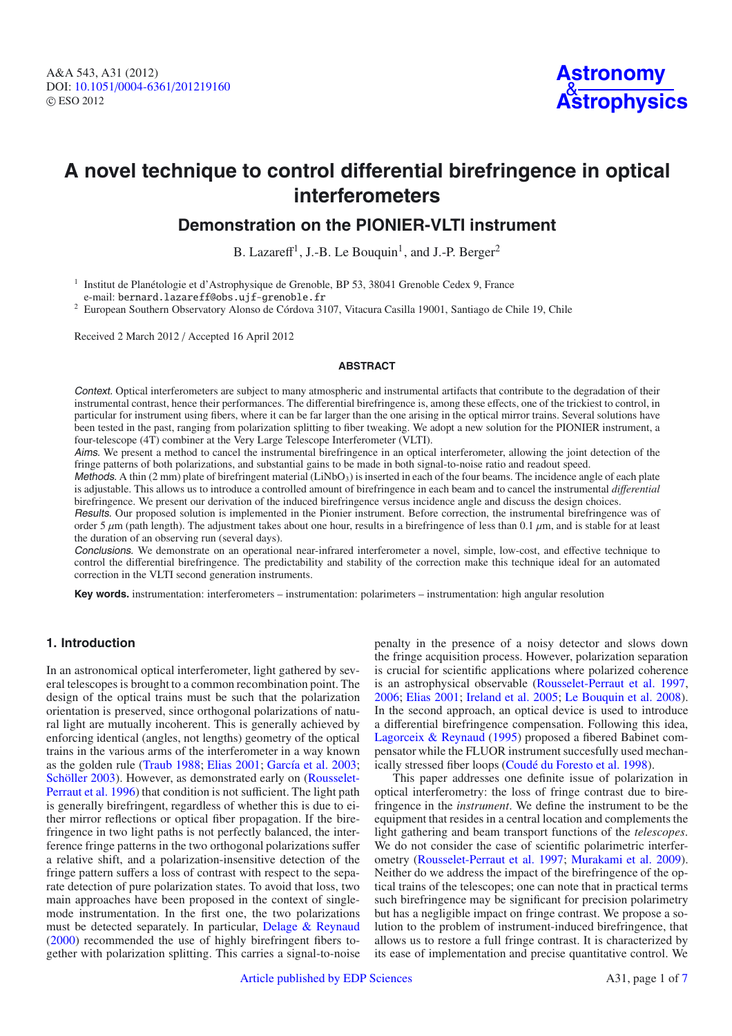# A novel technique to control differential birefringence in optical interferometers

## Demonstration on the PIONIER-VLTI instrument

B. Lazareff[1], J.-B. Le Bouquin[1], and J.-P. Berger[2]

[1] Institut de Planétologie et d'Astrophysique de Grenoble, BP 53, 38041 Grenoble Cedex 9, France
e-mail: bernard.lazareff@obs.ujf-grenoble.fr

[2] European Southern Observatory Alonso de Córdova 3107, Vitacura Casilla 19001, Santiago de Chile 19, Chile

Received 2 March 2012 / Accepted 16 April 2012

### ABSTRACT

*Context.* Optical interferometers are subject to many atmospheric and instrumental artifacts that contribute to the degradation of their instrumental contrast, hence their performances. The differential birefringence is, among these effects, one of the trickiest to control, in particular for instrument using fibers, where it can be far larger than the one arising in the optical mirror trains. Several solutions have been tested in the past, ranging from polarization splitting to fiber tweaking. We adopt a new solution for the PIONIER instrument, a four-telescope (4T) combiner at the Very Large Telescope Interferometer (VLTI).

*Aims.* We present a method to cancel the instrumental birefringence in an optical interferometer, allowing the joint detection of the fringe patterns of both polarizations, and substantial gains to be made in both signal-to-noise ratio and readout speed.

*Methods.* A thin (2 mm) plate of birefringent material ($LiNbO_3$) is inserted in each of the four beams. The incidence angle of each plate is adjustable. This allows us to introduce a controlled amount of birefringence in each beam and to cancel the instrumental *differential* birefringence. We present our derivation of the induced birefringence versus incidence angle and discuss the design choices.

*Results.* Our proposed solution is implemented in the Pionier instrument. Before correction, the instrumental birefringence was of order 5 $\mu$m (path length). The adjustment takes about one hour, results in a birefringence of less than 0.1 $\mu$m, and is stable for at least the duration of an observing run (several days).

*Conclusions.* We demonstrate on an operational near-infrared interferometer a novel, simple, low-cost, and effective technique to control the differential birefringence. The predictability and stability of the correction make this technique ideal for an automated correction in the VLTI second generation instruments.

**Key words.** instrumentation: interferometers – instrumentation: polarimeters – instrumentation: high angular resolution

## 1. Introduction

In an astronomical optical interferometer, light gathered by several telescopes is brought to a common recombination point. The design of the optical trains must be such that the polarization orientation is preserved, since orthogonal polarizations of natural light are mutually incoherent. This is generally achieved by enforcing identical (angles, not lengths) geometry of the optical trains in the various arms of the interferometer in a way known as the golden rule (Traub 1988; Elias 2001; García et al. 2003; Schöller 2003). However, as demonstrated early on (Rousselet-Perraut et al. 1996) that condition is not sufficient. The light path is generally birefringent, regardless of whether this is due to either mirror reflections or optical fiber propagation. If the birefringence in two light paths is not perfectly balanced, the interference fringe patterns in the two orthogonal polarizations suffer a relative shift, and a polarization-insensitive detection of the fringe pattern suffers a loss of contrast with respect to the separate detection of pure polarization states. To avoid that loss, two main approaches have been proposed in the context of single-mode instrumentation. In the first one, the two polarizations must be detected separately. In particular, Delage & Reynaud (2000) recommended the use of highly birefringent fibers together with polarization splitting. This carries a signal-to-noise penalty in the presence of a noisy detector and slows down the fringe acquisition process. However, polarization separation is crucial for scientific applications where polarized coherence is an astrophysical observable (Rousselet-Perraut et al. 1997, 2006; Elias 2001; Ireland et al. 2005; Le Bouquin et al. 2008). In the second approach, an optical device is used to introduce a differential birefringence compensation. Following this idea, Lagorceix & Reynaud (1995) proposed a fibered Babinet compensator while the FLUOR instrument succesfully used mechanically stressed fiber loops (Coudé du Foresto et al. 1998).

This paper addresses one definite issue of polarization in optical interferometry: the loss of fringe contrast due to birefringence in the *instrument*. We define the instrument to be the equipment that resides in a central location and complements the light gathering and beam transport functions of the *telescopes*. We do not consider the case of scientific polarimetric interferometry (Rousselet-Perraut et al. 1997; Murakami et al. 2009). Neither do we address the impact of the birefringence of the optical trains of the telescopes; one can note that in practical terms such birefringence may be significant for precision polarimetry but has a negligible impact on fringe contrast. We propose a solution to the problem of instrument-induced birefringence, that allows us to restore a full fringe contrast. It is characterized by its ease of implementation and precise quantitative control. We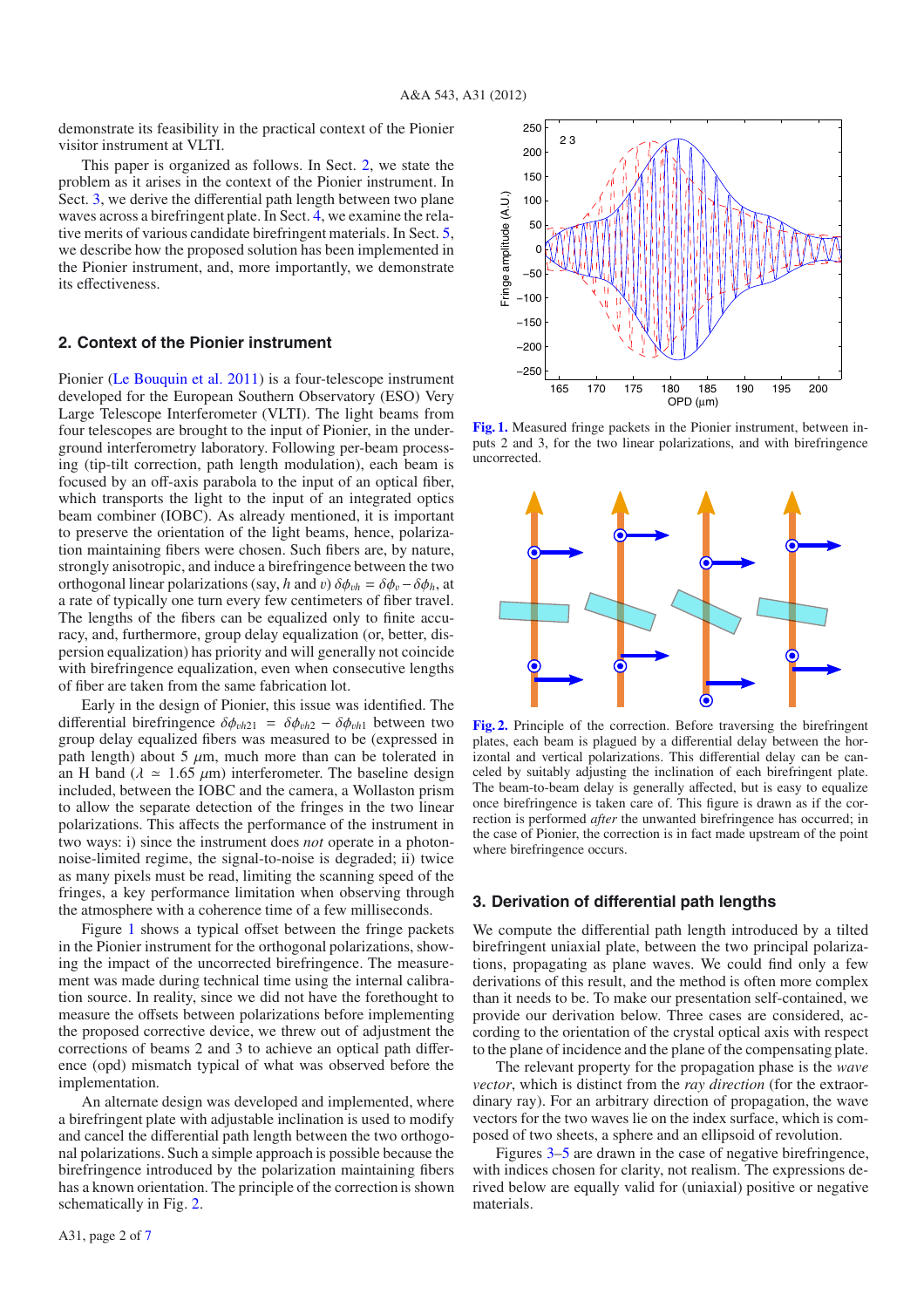demonstrate its feasibility in the practical context of the Pionier visitor instrument at VLTI.

This paper is organized as follows. In Sect. 2, we state the problem as it arises in the context of the Pionier instrument. In Sect. 3, we derive the differential path length between two plane waves across a birefringent plate. In Sect. 4, we examine the relative merits of various candidate birefringent materials. In Sect. 5, we describe how the proposed solution has been implemented in the Pionier instrument, and, more importantly, we demonstrate its effectiveness.

## 2. Context of the Pionier instrument

Pionier (Le Bouquin et al. 2011) is a four-telescope instrument developed for the European Southern Observatory (ESO) Very Large Telescope Interferometer (VLTI). The light beams from four telescopes are brought to the input of Pionier, in the underground interferometry laboratory. Following per-beam processing (tip-tilt correction, path length modulation), each beam is focused by an off-axis parabola to the input of an optical fiber, which transports the light to the input of an integrated optics beam combiner (IOBC). As already mentioned, it is important to preserve the orientation of the light beams, hence, polarization maintaining fibers were chosen. Such fibers are, by nature, strongly anisotropic, and induce a birefringence between the two orthogonal linear polarizations (say, $h$ and $v$) $\delta\phi_{vh} = \delta\phi_v - \delta\phi_h$, at a rate of typically one turn every few centimeters of fiber travel. The lengths of the fibers can be equalized only to finite accuracy, and, furthermore, group delay equalization (or, better, dispersion equalization) has priority and will generally not coincide with birefringence equalization, even when consecutive lengths of fiber are taken from the same fabrication lot.

Early in the design of Pionier, this issue was identified. The differential birefringence $\delta\phi_{vh21} = \delta\phi_{vh2} - \delta\phi_{vh1}$ between two group delay equalized fibers was measured to be (expressed in path length) about 5 $\mu$m, much more than can be tolerated in an H band ($\lambda \simeq 1.65$ $\mu$m) interferometer. The baseline design included, between the IOBC and the camera, a Wollaston prism to allow the separate detection of the fringes in the two linear polarizations. This affects the performance of the instrument in two ways: i) since the instrument does *not* operate in a photon-noise-limited regime, the signal-to-noise is degraded; ii) twice as many pixels must be read, limiting the scanning speed of the fringes, a key performance limitation when observing through the atmosphere with a coherence time of a few milliseconds.

Figure 1 shows a typical offset between the fringe packets in the Pionier instrument for the orthogonal polarizations, showing the impact of the uncorrected birefringence. The measurement was made during technical time using the internal calibration source. In reality, since we did not have the forethought to measure the offsets between polarizations before implementing the proposed corrective device, we threw out of adjustment the corrections of beams 2 and 3 to achieve an optical path difference (opd) mismatch typical of what was observed before the implementation.

An alternate design was developed and implemented, where a birefringent plate with adjustable inclination is used to modify and cancel the differential path length between the two orthogonal polarizations. Such a simple approach is possible because the birefringence introduced by the polarization maintaining fibers has a known orientation. The principle of the correction is shown schematically in Fig. 2.

2 3
250
200
150
100
50
0
−50
−100
−150
−200
−250
Fringe amplitude (A.U.)
165 170 175 180 185 190 195 200
OPD (μm)

**Fig. 1.** Measured fringe packets in the Pionier instrument, between inputs 2 and 3, for the two linear polarizations, and with birefringence uncorrected.

**Fig. 2.** Principle of the correction. Before traversing the birefringent plates, each beam is plagued by a differential delay between the horizontal and vertical polarizations. This differential delay can be canceled by suitably adjusting the inclination of each birefringent plate. The beam-to-beam delay is generally affected, but is easy to equalize once birefringence is taken care of. This figure is drawn as if the correction is performed *after* the unwanted birefringence has occurred; in the case of Pionier, the correction is in fact made upstream of the point where birefringence occurs.

## 3. Derivation of differential path lengths

We compute the differential path length introduced by a tilted birefringent uniaxial plate, between the two principal polarizations, propagating as plane waves. We could find only a few derivations of this result, and the method is often more complex than it needs to be. To make our presentation self-contained, we provide our derivation below. Three cases are considered, according to the orientation of the crystal optical axis with respect to the plane of incidence and the plane of the compensating plate.

The relevant property for the propagation phase is the *wave vector*, which is distinct from the *ray direction* (for the extraordinary ray). For an arbitrary direction of propagation, the wave vectors for the two waves lie on the index surface, which is composed of two sheets, a sphere and an ellipsoid of revolution.

Figures 3–5 are drawn in the case of negative birefringence, with indices chosen for clarity, not realism. The expressions derived below are equally valid for (uniaxial) positive or negative materials.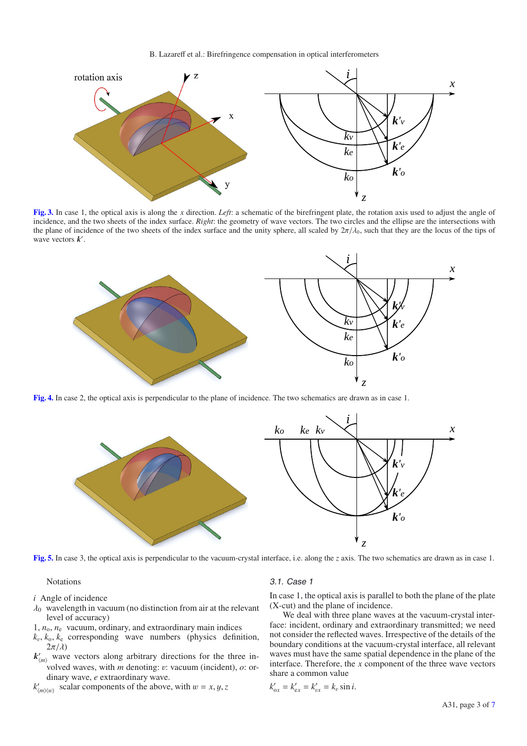**Fig. 3.** In case 1, the optical axis is along the $x$ direction. *Left*: a schematic of the birefringent plate, the rotation axis used to adjust the angle of incidence, and the two sheets of the index surface. *Right*: the geometry of wave vectors. The two circles and the ellipse are the intersections with the plane of incidence of the two sheets of the index surface and the unity sphere, all scaled by $2\pi/\lambda_0$, such that they are the locus of the tips of wave vectors $\boldsymbol{k}'$.

**Fig. 4.** In case 2, the optical axis is perpendicular to the plane of incidence. The two schematics are drawn as in case 1.

**Fig. 5.** In case 3, the optical axis is perpendicular to the vacuum-crystal interface, i.e. along the $z$ axis. The two schematics are drawn as in case 1.

Notations

- $i$ Angle of incidence
- $\lambda_0$ wavelength in vacuum (no distinction from air at the relevant level of accuracy)
- 1, $n_o$, $n_e$ vacuum, ordinary, and extraordinary main indices
- $k_v$, $k_o$, $k_e$ corresponding wave numbers (physics definition, $2\pi/\lambda$)
- $\boldsymbol{k}'_{\langle m\rangle}$ wave vectors along arbitrary directions for the three involved waves, with $m$ denoting: $v$: vacuum (incident), $o$: ordinary wave, $e$ extraordinary wave.
- $k'_{\langle m\rangle\langle w\rangle}$ scalar components of the above, with $w = x, y, z$

### 3.1. Case 1

In case 1, the optical axis is parallel to both the plane of the plate (X-cut) and the plane of incidence.

We deal with three plane waves at the vacuum-crystal interface: incident, ordinary and extraordinary transmitted; we need not consider the reflected waves. Irrespective of the details of the boundary conditions at the vacuum-crystal interface, all relevant waves must have the same spatial dependence in the plane of the interface. Therefore, the $x$ component of the three wave vectors share a common value

$$k'_{ox} = k'_{ex} = k'_{vx} = k_v \sin i.$$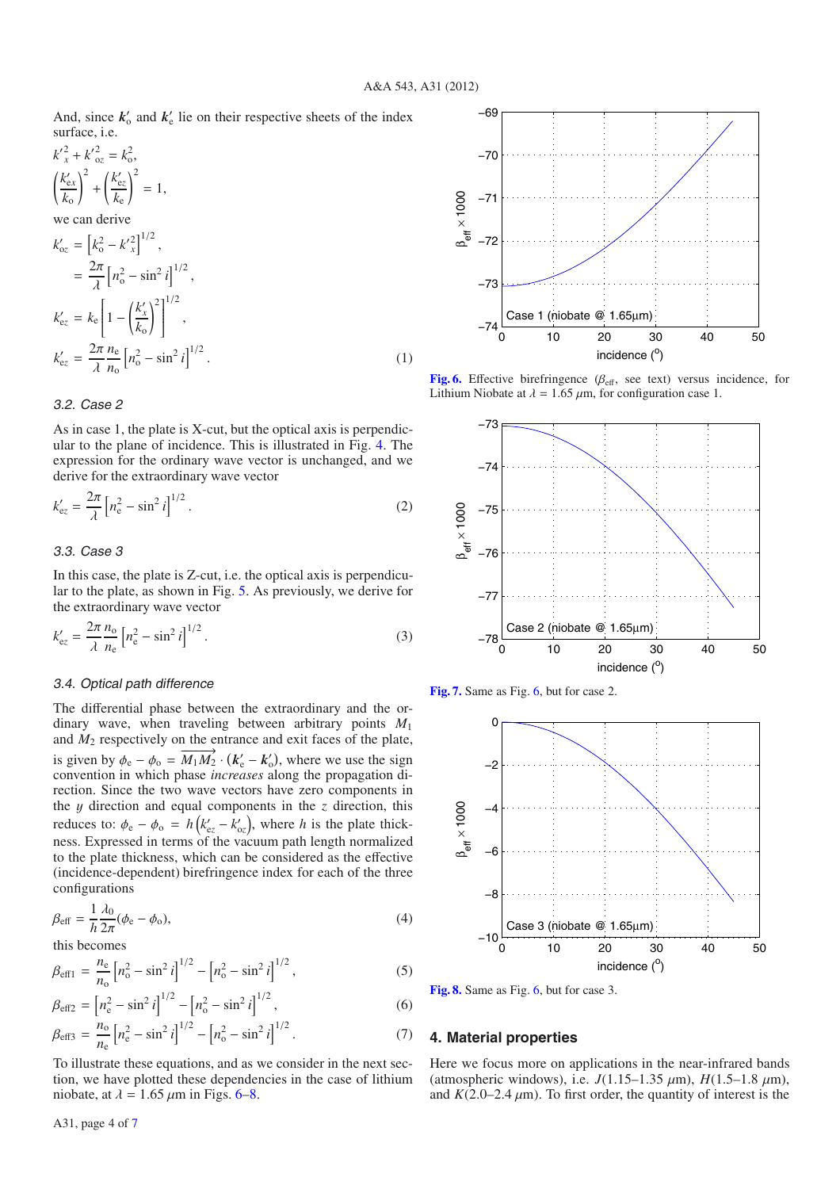And, since $\boldsymbol{k}'_o$ and $\boldsymbol{k}'_e$ lie on their respective sheets of the index surface, i.e.

$$k'^2_x + k'^2_{oz} = k_o^2,$$

$$\left(\frac{k'_{ex}}{k_o}\right)^2 + \left(\frac{k'_{ez}}{k_e}\right)^2 = 1,$$

we can derive

$$k'_{oz} = \left[k_o^2 - k'^2_x\right]^{1/2},$$

$$= \frac{2\pi}{\lambda}\left[n_o^2 - \sin^2 i\right]^{1/2},$$

$$k'_{ez} = k_e\left[1 - \left(\frac{k'_x}{k_o}\right)^2\right]^{1/2},$$

$$k'_{ez} = \frac{2\pi}{\lambda}\frac{n_e}{n_o}\left[n_o^2 - \sin^2 i\right]^{1/2}. \tag{1}$$

### 3.2. Case 2

As in case 1, the plate is X-cut, but the optical axis is perpendicular to the plane of incidence. This is illustrated in Fig. 4. The expression for the ordinary wave vector is unchanged, and we derive for the extraordinary wave vector

$$k'_{ez} = \frac{2\pi}{\lambda}\left[n_e^2 - \sin^2 i\right]^{1/2}. \tag{2}$$

### 3.3. Case 3

In this case, the plate is Z-cut, i.e. the optical axis is perpendicular to the plate, as shown in Fig. 5. As previously, we derive for the extraordinary wave vector

$$k'_{ez} = \frac{2\pi}{\lambda}\frac{n_o}{n_e}\left[n_e^2 - \sin^2 i\right]^{1/2}. \tag{3}$$

### 3.4. Optical path difference

The differential phase between the extraordinary and the ordinary wave, when traveling between arbitrary points $M_1$ and $M_2$ respectively on the entrance and exit faces of the plate, is given by $\phi_e - \phi_o = \overrightarrow{M_1M_2} \cdot (\boldsymbol{k}'_e - \boldsymbol{k}'_o)$, where we use the sign convention in which phase *increases* along the propagation direction. Since the two wave vectors have zero components in the $y$ direction and equal components in the $z$ direction, this reduces to: $\phi_e - \phi_o = h\left(k'_{ez} - k'_{oz}\right)$, where $h$ is the plate thickness. Expressed in terms of the vacuum path length normalized to the plate thickness, which can be considered as the effective (incidence-dependent) birefringence index for each of the three configurations

$$\beta_{\text{eff}} = \frac{1}{h}\frac{\lambda_0}{2\pi}(\phi_e - \phi_o), \tag{4}$$

this becomes

$$\beta_{\text{eff}1} = \frac{n_e}{n_o}\left[n_o^2 - \sin^2 i\right]^{1/2} - \left[n_o^2 - \sin^2 i\right]^{1/2}, \tag{5}$$

$$\beta_{\text{eff}2} = \left[n_e^2 - \sin^2 i\right]^{1/2} - \left[n_o^2 - \sin^2 i\right]^{1/2}, \tag{6}$$

$$\beta_{\text{eff}3} = \frac{n_o}{n_e}\left[n_e^2 - \sin^2 i\right]^{1/2} - \left[n_o^2 - \sin^2 i\right]^{1/2}. \tag{7}$$

To illustrate these equations, and as we consider in the next section, we have plotted these dependencies in the case of lithium niobate, at $\lambda = 1.65\,\mu$m in Figs. 6–8.

**Fig. 6.** Effective birefringence ($\beta_{\text{eff}}$, see text) versus incidence, for Lithium Niobate at $\lambda = 1.65\,\mu$m, for configuration case 1.

**Fig. 7.** Same as Fig. 6, but for case 2.

**Fig. 8.** Same as Fig. 6, but for case 3.

## 4. Material properties

Here we focus more on applications in the near-infrared bands (atmospheric windows), i.e. $J$(1.15–1.35 $\mu$m), $H$(1.5–1.8 $\mu$m), and $K$(2.0–2.4 $\mu$m). To first order, the quantity of interest is the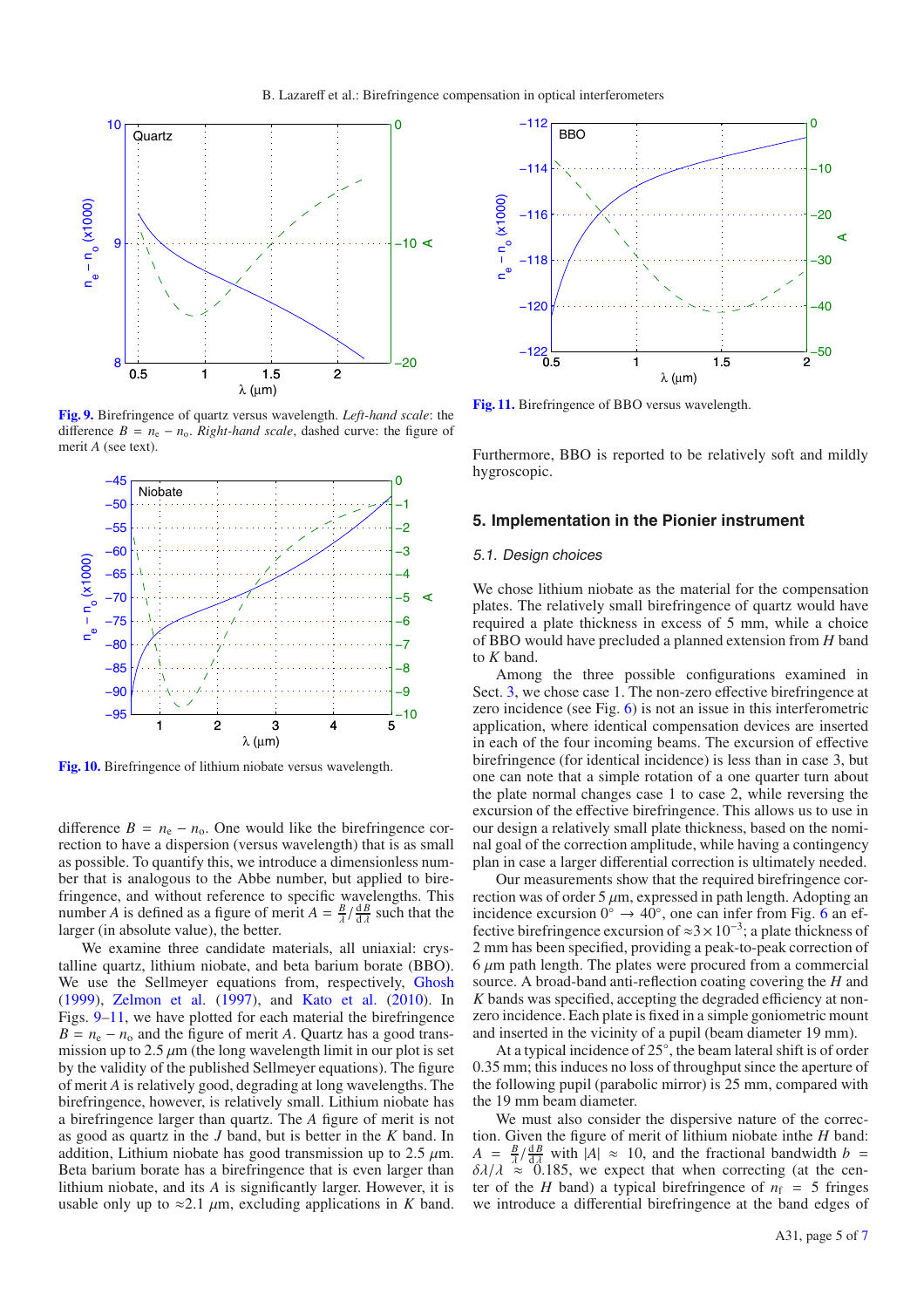Fig. 9. Birefringence of quartz versus wavelength. *Left-hand scale*: the difference $B = n_e - n_o$. *Right-hand scale*, dashed curve: the figure of merit $A$ (see text).

Fig. 10. Birefringence of lithium niobate versus wavelength.

difference $B = n_e - n_o$. One would like the birefringence correction to have a dispersion (versus wavelength) that is as small as possible. To quantify this, we introduce a dimensionless number that is analogous to the Abbe number, but applied to birefringence, and without reference to specific wavelengths. This number $A$ is defined as a figure of merit $A = \frac{B}{\lambda} / \frac{dB}{d\lambda}$ such that the larger (in absolute value), the better.

We examine three candidate materials, all uniaxial: crystalline quartz, lithium niobate, and beta barium borate (BBO). We use the Sellmeyer equations from, respectively, Ghosh (1999), Zelmon et al. (1997), and Kato et al. (2010). In Figs. 9–11, we have plotted for each material the birefringence $B = n_e - n_o$ and the figure of merit $A$. Quartz has a good transmission up to 2.5 $\mu$m (the long wavelength limit in our plot is set by the validity of the published Sellmeyer equations). The figure of merit $A$ is relatively good, degrading at long wavelengths. The birefringence, however, is relatively small. Lithium niobate has a birefringence larger than quartz. The $A$ figure of merit is not as good as quartz in the $J$ band, but is better in the $K$ band. In addition, Lithium niobate has good transmission up to 2.5 $\mu$m. Beta barium borate has a birefringence that is even larger than lithium niobate, and its $A$ is significantly larger. However, it is usable only up to $\approx$2.1 $\mu$m, excluding applications in $K$ band.

Fig. 11. Birefringence of BBO versus wavelength.

Furthermore, BBO is reported to be relatively soft and mildly hygroscopic.

## 5. Implementation in the Pionier instrument

### 5.1. Design choices

We chose lithium niobate as the material for the compensation plates. The relatively small birefringence of quartz would have required a plate thickness in excess of 5 mm, while a choice of BBO would have precluded a planned extension from $H$ band to $K$ band.

Among the three possible configurations examined in Sect. 3, we chose case 1. The non-zero effective birefringence at zero incidence (see Fig. 6) is not an issue in this interferometric application, where identical compensation devices are inserted in each of the four incoming beams. The excursion of effective birefringence (for identical incidence) is less than in case 3, but one can note that a simple rotation of a one quarter turn about the plate normal changes case 1 to case 2, while reversing the excursion of the effective birefringence. This allows us to use in our design a relatively small plate thickness, based on the nominal goal of the correction amplitude, while having a contingency plan in case a larger differential correction is ultimately needed.

Our measurements show that the required birefringence correction was of order 5 $\mu$m, expressed in path length. Adopting an incidence excursion $0° \rightarrow 40°$, one can infer from Fig. 6 an effective birefringence excursion of $\approx 3 \times 10^{-3}$; a plate thickness of 2 mm has been specified, providing a peak-to-peak correction of 6 $\mu$m path length. The plates were procured from a commercial source. A broad-band anti-reflection coating covering the $H$ and $K$ bands was specified, accepting the degraded efficiency at non-zero incidence. Each plate is fixed in a simple goniometric mount and inserted in the vicinity of a pupil (beam diameter 19 mm).

At a typical incidence of 25°, the beam lateral shift is of order 0.35 mm; this induces no loss of throughput since the aperture of the following pupil (parabolic mirror) is 25 mm, compared with the 19 mm beam diameter.

We must also consider the dispersive nature of the correction. Given the figure of merit of lithium niobate inthe $H$ band: $A = \frac{B}{\lambda} / \frac{dB}{d\lambda}$ with $|A| \approx 10$, and the fractional bandwidth $b = \delta\lambda/\lambda \approx 0.185$, we expect that when correcting (at the center of the $H$ band) a typical birefringence of $n_f = 5$ fringes we introduce a differential birefringence at the band edges of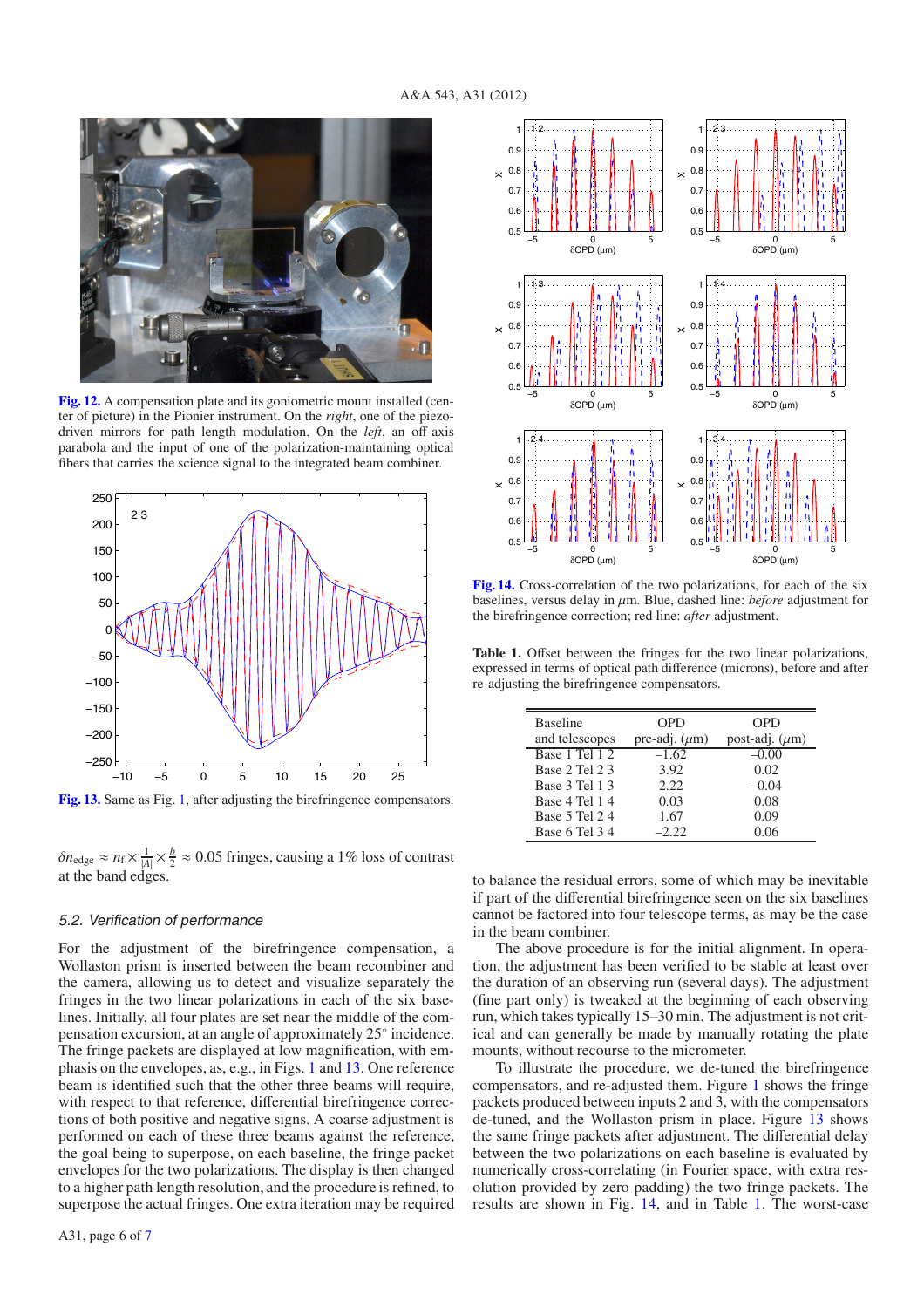Fig. 12. A compensation plate and its goniometric mount installed (center of picture) in the Pionier instrument. On the *right*, one of the piezo-driven mirrors for path length modulation. On the *left*, an off-axis parabola and the input of one of the polarization-maintaining optical fibers that carries the science signal to the integrated beam combiner.

Fig. 13. Same as Fig. 1, after adjusting the birefringence compensators.

$\delta n_{\rm edge} \approx n_{\rm f} \times \frac{1}{|A|} \times \frac{b}{2} \approx 0.05$ fringes, causing a 1% loss of contrast at the band edges.

### 5.2. Verification of performance

For the adjustment of the birefringence compensation, a Wollaston prism is inserted between the beam recombiner and the camera, allowing us to detect and visualize separately the fringes in the two linear polarizations in each of the six baselines. Initially, all four plates are set near the middle of the compensation excursion, at an angle of approximately 25° incidence. The fringe packets are displayed at low magnification, with emphasis on the envelopes, as, e.g., in Figs. 1 and 13. One reference beam is identified such that the other three beams will require, with respect to that reference, differential birefringence corrections of both positive and negative signs. A coarse adjustment is performed on each of these three beams against the reference, the goal being to superpose, on each baseline, the fringe packet envelopes for the two polarizations. The display is then changed to a higher path length resolution, and the procedure is refined, to superpose the actual fringes. One extra iteration may be required to balance the residual errors, some of which may be inevitable if part of the differential birefringence seen on the six baselines cannot be factored into four telescope terms, as may be the case in the beam combiner.

The above procedure is for the initial alignment. In operation, the adjustment has been verified to be stable at least over the duration of an observing run (several days). The adjustment (fine part only) is tweaked at the beginning of each observing run, which takes typically 15–30 min. The adjustment is not critical and can generally be made by manually rotating the plate mounts, without recourse to the micrometer.

To illustrate the procedure, we de-tuned the birefringence compensators, and re-adjusted them. Figure 1 shows the fringe packets produced between inputs 2 and 3, with the compensators de-tuned, and the Wollaston prism in place. Figure 13 shows the same fringe packets after adjustment. The differential delay between the two polarizations on each baseline is evaluated by numerically cross-correlating (in Fourier space, with extra resolution provided by zero padding) the two fringe packets. The results are shown in Fig. 14, and in Table 1. The worst-case

Fig. 14. Cross-correlation of the two polarizations, for each of the six baselines, versus delay in $\mu$m. Blue, dashed line: *before* adjustment for the birefringence correction; red line: *after* adjustment.

**Table 1.** Offset between the fringes for the two linear polarizations, expressed in terms of optical path difference (microns), before and after re-adjusting the birefringence compensators.

| Baseline and telescopes | OPD pre-adj. ($\mu$m) | OPD post-adj. ($\mu$m) |
|---|---|---|
| Base 1 Tel 1 2 | –1.62 | –0.00 |
| Base 2 Tel 2 3 | 3.92 | 0.02 |
| Base 3 Tel 1 3 | 2.22 | –0.04 |
| Base 4 Tel 1 4 | 0.03 | 0.08 |
| Base 5 Tel 2 4 | 1.67 | 0.09 |
| Base 6 Tel 3 4 | –2.22 | 0.06 |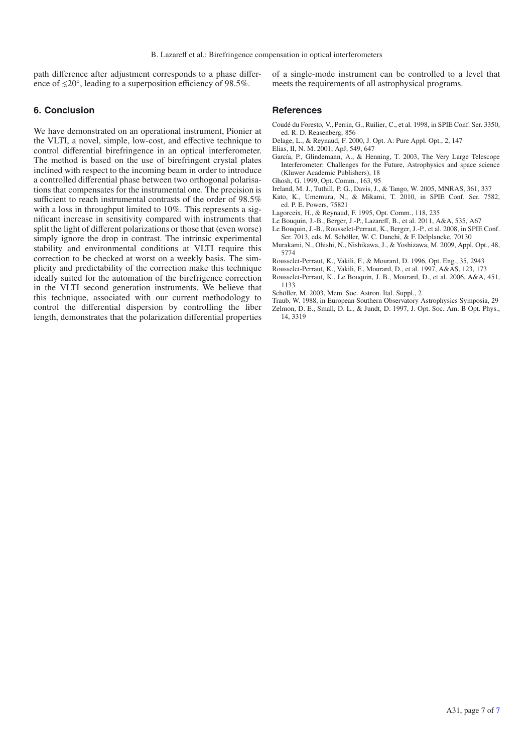path difference after adjustment corresponds to a phase difference of $\lesssim 20°$, leading to a superposition efficiency of 98.5%.

## 6. Conclusion

We have demonstrated on an operational instrument, Pionier at the VLTI, a novel, simple, low-cost, and effective technique to control differential birefringence in an optical interferometer. The method is based on the use of birefringent crystal plates inclined with respect to the incoming beam in order to introduce a controlled differential phase between two orthogonal polarisations that compensates for the instrumental one. The precision is sufficient to reach instrumental contrasts of the order of 98.5% with a loss in throughput limited to 10%. This represents a significant increase in sensitivity compared with instruments that split the light of different polarizations or those that (even worse) simply ignore the drop in contrast. The intrinsic experimental stability and environmental conditions at VLTI require this correction to be checked at worst on a weekly basis. The simplicity and predictability of the correction make this technique ideally suited for the automation of the birefrigence correction in the VLTI second generation instruments. We believe that this technique, associated with our current methodology to control the differential dispersion by controlling the fiber length, demonstrates that the polarization differential properties of a single-mode instrument can be controlled to a level that meets the requirements of all astrophysical programs.

## References

Coudé du Foresto, V., Perrin, G., Ruilier, C., et al. 1998, in SPIE Conf. Ser. 3350, ed. R. D. Reasenberg, 856

Delage, L., & Reynaud, F. 2000, J. Opt. A: Pure Appl. Opt., 2, 147

Elias, II, N. M. 2001, ApJ, 549, 647

García, P., Glindemann, A., & Henning, T. 2003, The Very Large Telescope Interferometer: Challenges for the Future, Astrophysics and space science (Kluwer Academic Publishers), 18

Ghosh, G. 1999, Opt. Comm., 163, 95

Ireland, M. J., Tuthill, P. G., Davis, J., & Tango, W. 2005, MNRAS, 361, 337

Kato, K., Umemura, N., & Mikami, T. 2010, in SPIE Conf. Ser. 7582, ed. P. E. Powers, 75821

Lagorceix, H., & Reynaud, F. 1995, Opt. Comm., 118, 235

Le Bouquin, J.-B., Berger, J.-P., Lazareff, B., et al. 2011, A&A, 535, A67

Le Bouquin, J.-B., Rousselet-Perraut, K., Berger, J.-P., et al. 2008, in SPIE Conf. Ser. 7013, eds. M. Schöller, W. C. Danchi, & F. Delplancke, 70130

Murakami, N., Ohishi, N., Nishikawa, J., & Yoshizawa, M. 2009, Appl. Opt., 48, 5774

Rousselet-Perraut, K., Vakili, F., & Mourard, D. 1996, Opt. Eng., 35, 2943

Rousselet-Perraut, K., Vakili, F., Mourard, D., et al. 1997, A&AS, 123, 173

Rousselet-Perraut, K., Le Bouquin, J. B., Mourard, D., et al. 2006, A&A, 451, 1133

Schöller, M. 2003, Mem. Soc. Astron. Ital. Suppl., 2

Traub, W. 1988, in European Southern Observatory Astrophysics Symposia, 29

Zelmon, D. E., Small, D. L., & Jundt, D. 1997, J. Opt. Soc. Am. B Opt. Phys., 14, 3319